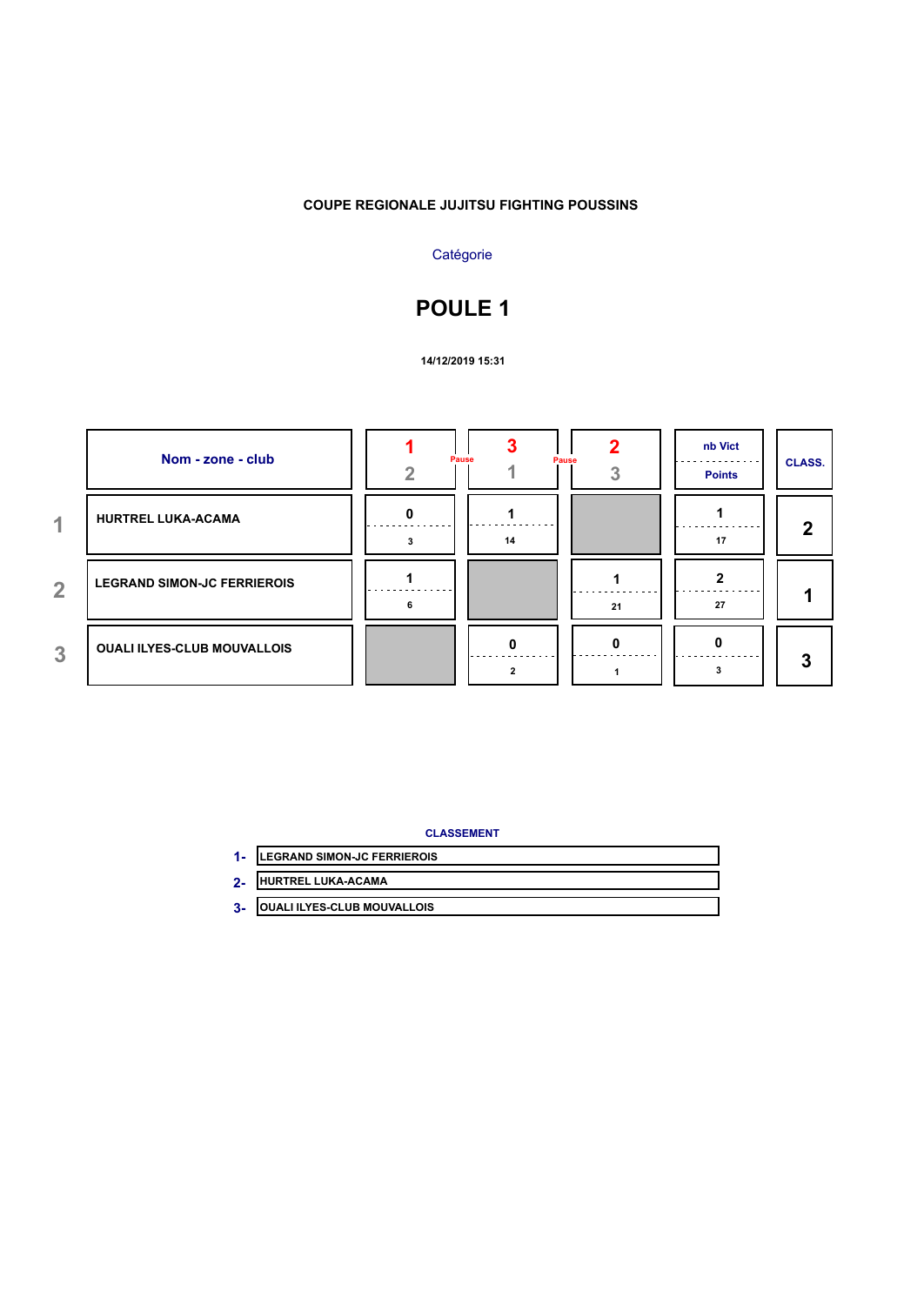**COUPE REGIONALE JUJITSU FIGHTING POUSSINS**

Catégorie

# POULE 1

**14/12/2019 15:31**

| | Nom - zone - club | 1 / 2 | 3 / 1 | 2 / 3 | nb Vict / Points | CLASS. |
|---|---|---|---|---|---|---|
| 1 | HURTREL LUKA-ACAMA | 0 / 3 | 1 / 14 | | 1 / 17 | 2 |
| 2 | LEGRAND SIMON-JC FERRIEROIS | 1 / 6 | | 1 / 21 | 2 / 27 | 1 |
| 3 | OUALI ILYES-CLUB MOUVALLOIS | | 0 / 2 | 0 / 1 | 0 / 3 | 3 |

Pause — Pause

**CLASSEMENT**

1- LEGRAND SIMON-JC FERRIEROIS

2- HURTREL LUKA-ACAMA

3- OUALI ILYES-CLUB MOUVALLOIS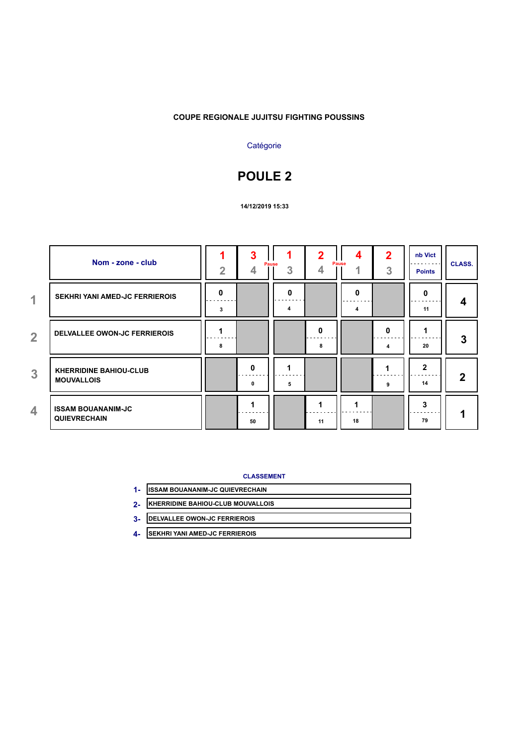COUPE REGIONALE JUJITSU FIGHTING POUSSINS

Catégorie

# POULE 2

14/12/2019 15:33

| | Nom - zone - club | 1 / 2 | 3 / 4 | 1 / 3 | 2 / 4 | 4 / 1 | 2 / 3 | nb Vict / Points | CLASS. |
|---|---|---|---|---|---|---|---|---|---|
| | | | Pause | | Pause | | | | |
| 1 | SEKHRI YANI AMED-JC FERRIEROIS | 0 / 3 | | 0 / 4 | | 0 / 4 | | 0 / 11 | 4 |
| 2 | DELVALLEE OWON-JC FERRIEROIS | 1 / 8 | | | 0 / 8 | | 0 / 4 | 1 / 20 | 3 |
| 3 | KHERRIDINE BAHIOU-CLUB MOUVALLOIS | | 0 / 0 | 1 / 5 | | | 1 / 9 | 2 / 14 | 2 |
| 4 | ISSAM BOUANANIM-JC QUIEVRECHAIN | | 1 / 50 | | 1 / 11 | 1 / 18 | | 3 / 79 | 1 |

**CLASSEMENT**

1- ISSAM BOUANANIM-JC QUIEVRECHAIN
2- KHERRIDINE BAHIOU-CLUB MOUVALLOIS
3- DELVALLEE OWON-JC FERRIEROIS
4- SEKHRI YANI AMED-JC FERRIEROIS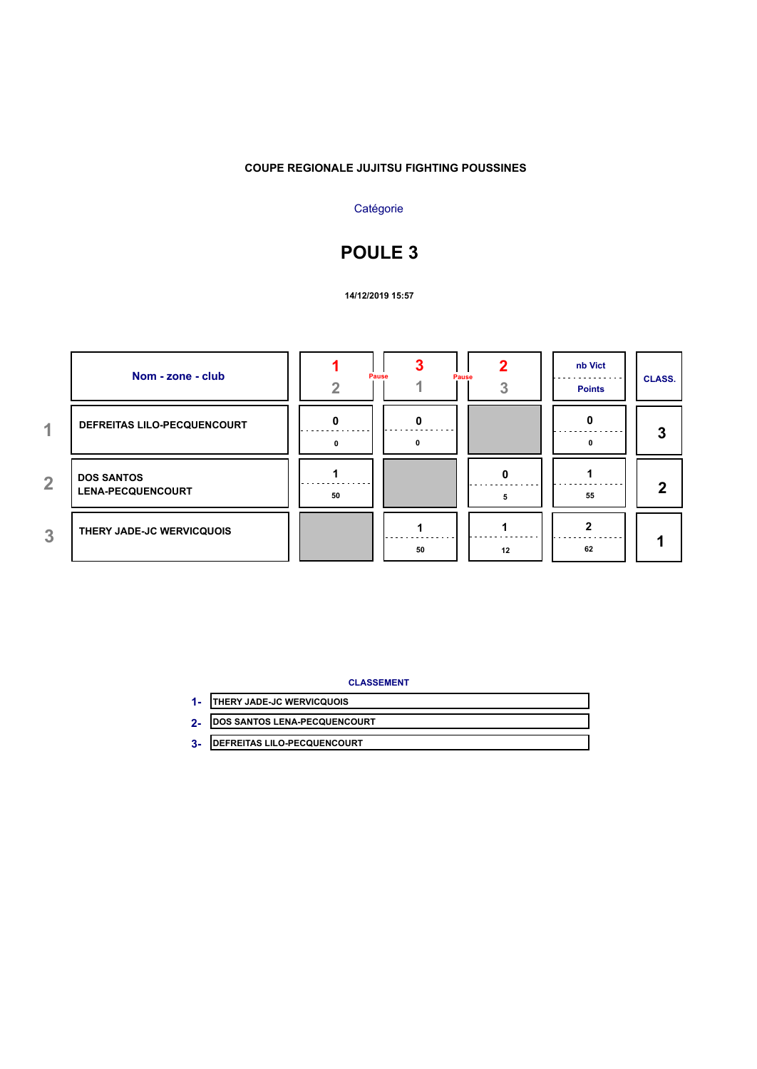**COUPE REGIONALE JUJITSU FIGHTING POUSSINES**

Catégorie

# POULE 3

**14/12/2019 15:57**

| | Nom - zone - club | 1 / 2 | Pause | 3 / 1 | Pause | 2 / 3 | nb Vict / Points | CLASS. |
|---|---|---|---|---|---|---|---|---|
| 1 | DEFREITAS LILO-PECQUENCOURT | 0 / 0 | | 0 / 0 | | | 0 / 0 | 3 |
| 2 | DOS SANTOS LENA-PECQUENCOURT | 1 / 50 | | | | 0 / 5 | 1 / 55 | 2 |
| 3 | THERY JADE-JC WERVICQUOIS | | | 1 / 50 | | 1 / 12 | 2 / 62 | 1 |

**CLASSEMENT**

1- THERY JADE-JC WERVICQUOIS

2- DOS SANTOS LENA-PECQUENCOURT

3- DEFREITAS LILO-PECQUENCOURT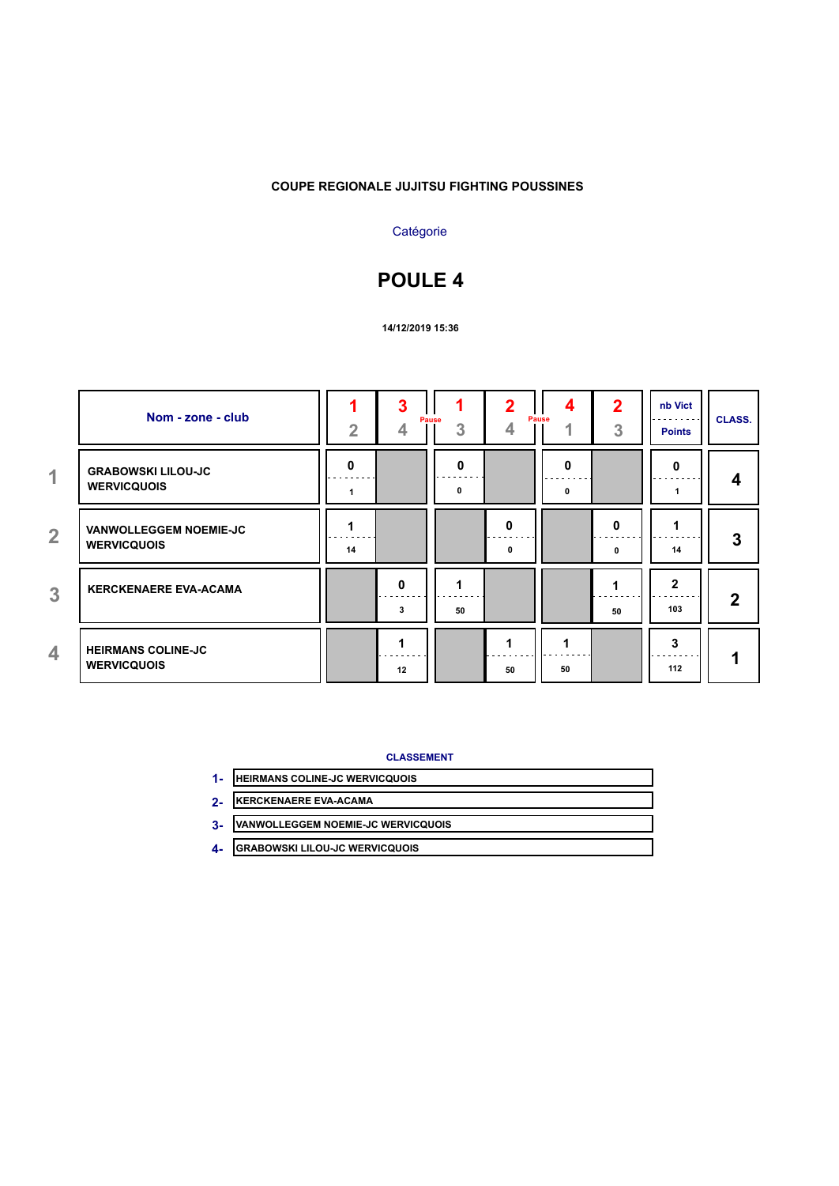COUPE REGIONALE JUJITSU FIGHTING POUSSINES

Catégorie

# POULE 4

14/12/2019 15:36

| | Nom - zone - club | 1-2 | 3-4 | 1-3 | 2-4 | 4-1 | 2-3 | nb Vict / Points | CLASS. |
|---|---|---|---|---|---|---|---|---|---|
| 1 | GRABOWSKI LILOU-JC WERVICQUOIS | 0 / 1 | | 0 / 0 | | 0 / 0 | | 0 / 1 | 4 |
| 2 | VANWOLLEGGEM NOEMIE-JC WERVICQUOIS | 1 / 14 | | | 0 / 0 | | 0 / 0 | 1 / 14 | 3 |
| 3 | KERCKENAERE EVA-ACAMA | | 0 / 3 | 1 / 50 | | | 1 / 50 | 2 / 103 | 2 |
| 4 | HEIRMANS COLINE-JC WERVICQUOIS | | 1 / 12 | | 1 / 50 | 1 / 50 | | 3 / 112 | 1 |

Pause (after 3-4), Pause (after 2-4)

**CLASSEMENT**

1- HEIRMANS COLINE-JC WERVICQUOIS
2- KERCKENAERE EVA-ACAMA
3- VANWOLLEGGEM NOEMIE-JC WERVICQUOIS
4- GRABOWSKI LILOU-JC WERVICQUOIS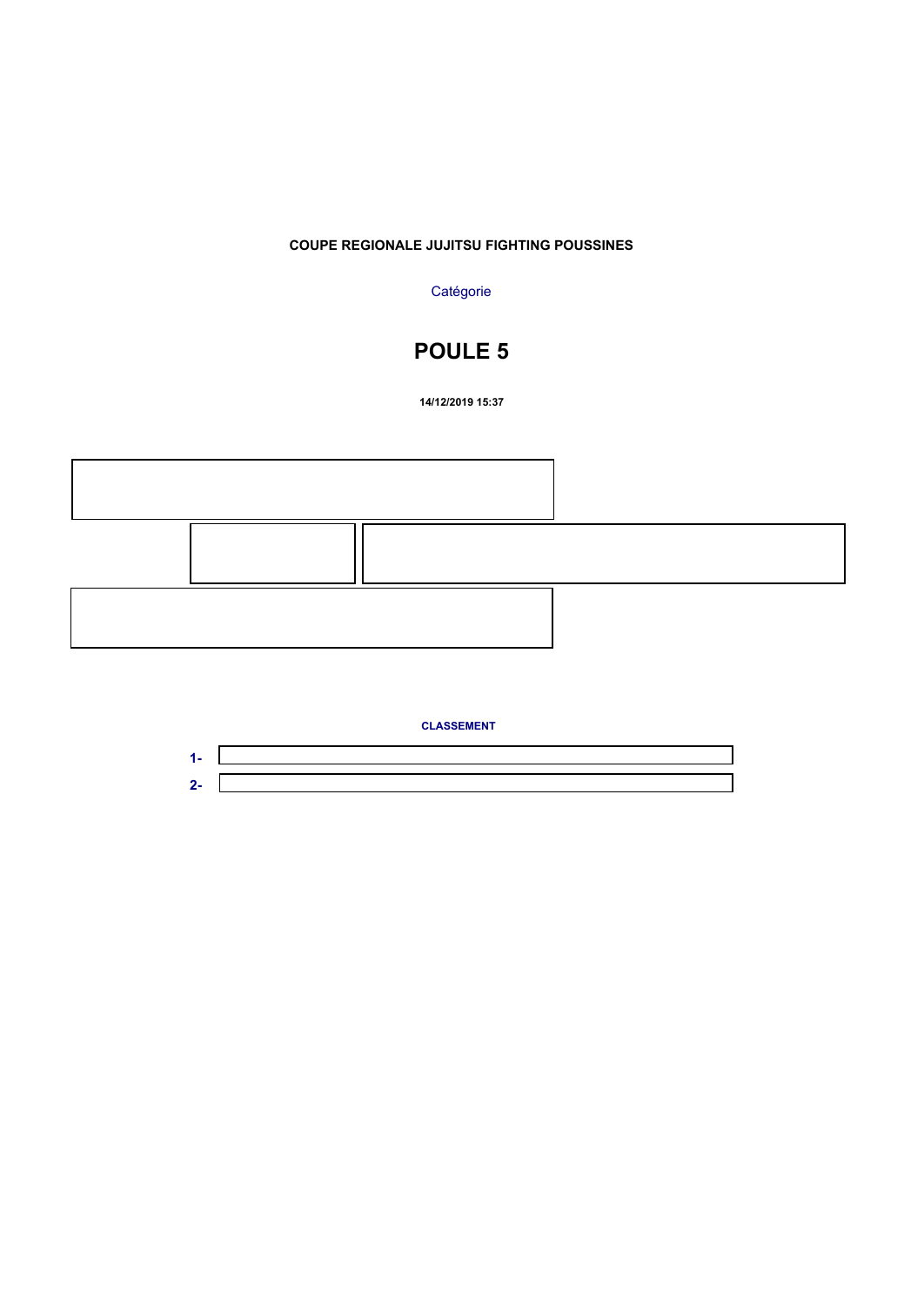**COUPE REGIONALE JUJITSU FIGHTING POUSSINES**

Catégorie

# POULE 5

**14/12/2019 15:37**

**CLASSEMENT**

**1-**

**2-**